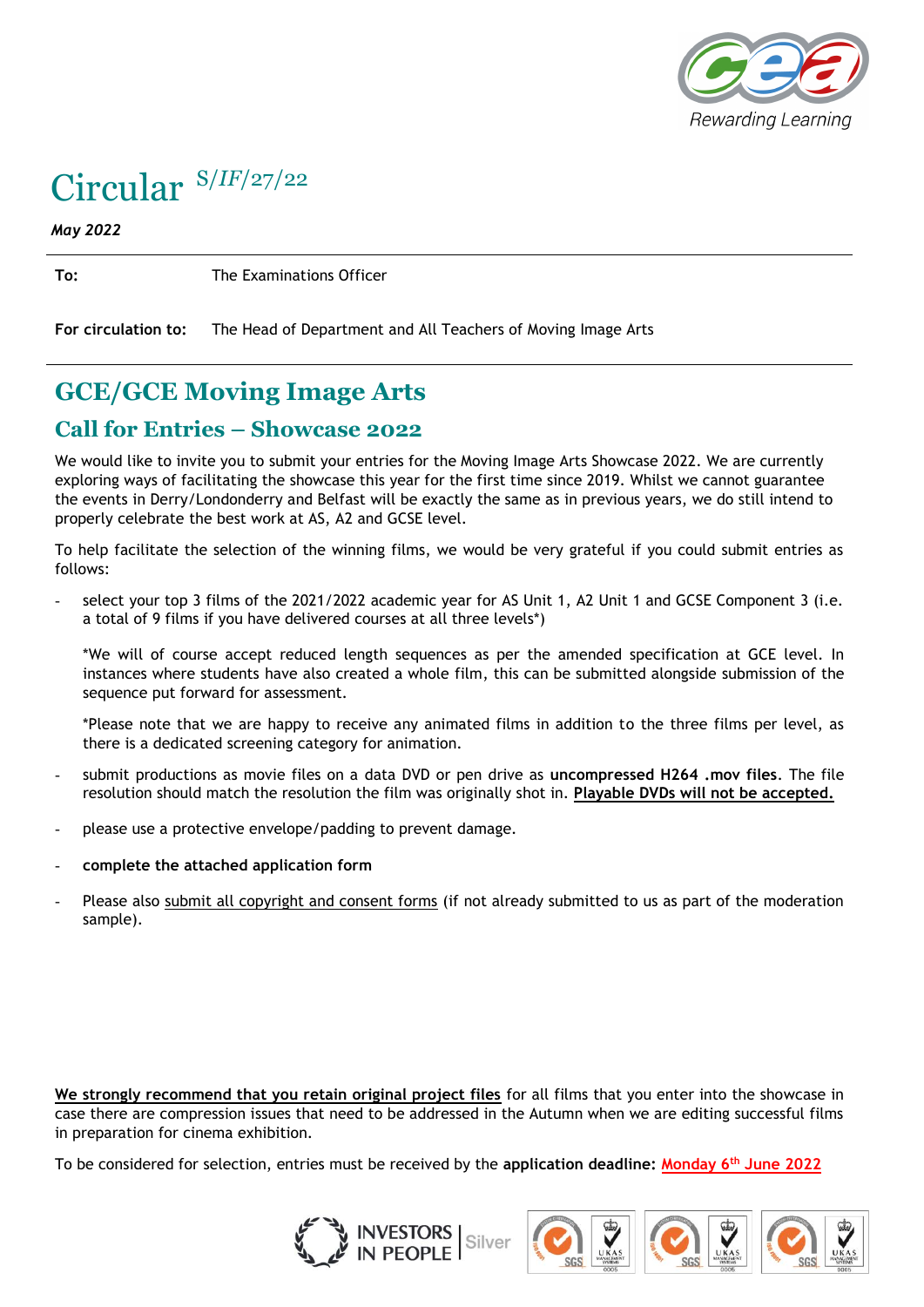Rewarding Learning

# Circular S/IF/27/22

*May 2022*

**To:** The Examinations Officer

**For circulation to:** The Head of Department and All Teachers of Moving Image Arts

## GCE/GCE Moving Image Arts

### Call for Entries – Showcase 2022

We would like to invite you to submit your entries for the Moving Image Arts Showcase 2022. We are currently exploring ways of facilitating the showcase this year for the first time since 2019. Whilst we cannot guarantee the events in Derry/Londonderry and Belfast will be exactly the same as in previous years, we do still intend to properly celebrate the best work at AS, A2 and GCSE level.

To help facilitate the selection of the winning films, we would be very grateful if you could submit entries as follows:

- select your top 3 films of the 2021/2022 academic year for AS Unit 1, A2 Unit 1 and GCSE Component 3 (i.e. a total of 9 films if you have delivered courses at all three levels*)

  *We will of course accept reduced length sequences as per the amended specification at GCE level. In instances where students have also created a whole film, this can be submitted alongside submission of the sequence put forward for assessment.

  *Please note that we are happy to receive any animated films in addition to the three films per level, as there is a dedicated screening category for animation.

- submit productions as movie files on a data DVD or pen drive as **uncompressed H264 .mov files**. The file resolution should match the resolution the film was originally shot in. **Playable DVDs will not be accepted.**
- please use a protective envelope/padding to prevent damage.
- **complete the attached application form**
- Please also submit all copyright and consent forms (if not already submitted to us as part of the moderation sample).

**We strongly recommend that you retain original project files** for all films that you enter into the showcase in case there are compression issues that need to be addressed in the Autumn when we are editing successful films in preparation for cinema exhibition.

To be considered for selection, entries must be received by the **application deadline:** Monday 6th June 2022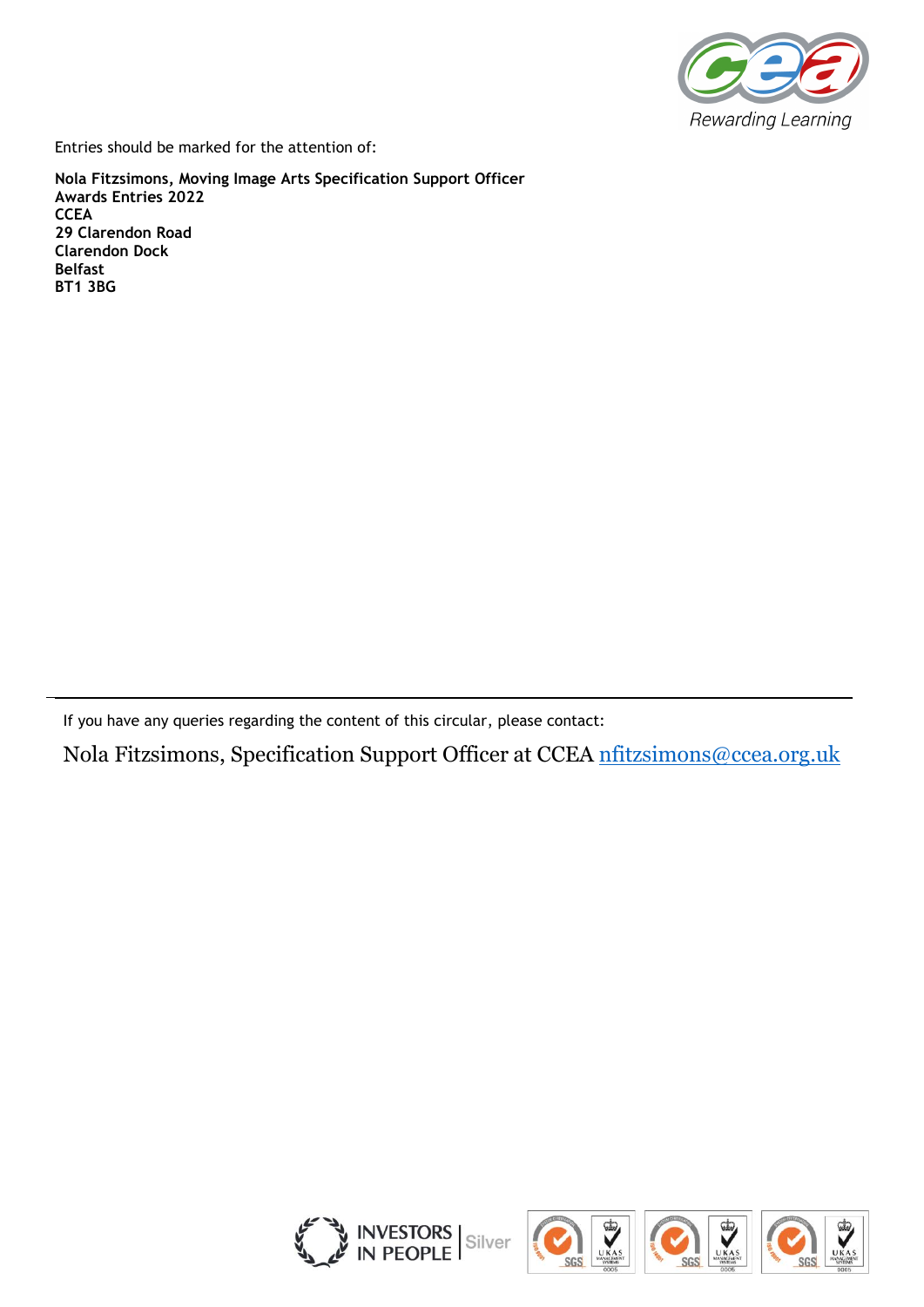Entries should be marked for the attention of:

**Nola Fitzsimons, Moving Image Arts Specification Support Officer**
**Awards Entries 2022**
**CCEA**
**29 Clarendon Road**
**Clarendon Dock**
**Belfast**
**BT1 3BG**

---

If you have any queries regarding the content of this circular, please contact:

Nola Fitzsimons, Specification Support Officer at CCEA nfitzsimons@ccea.org.uk